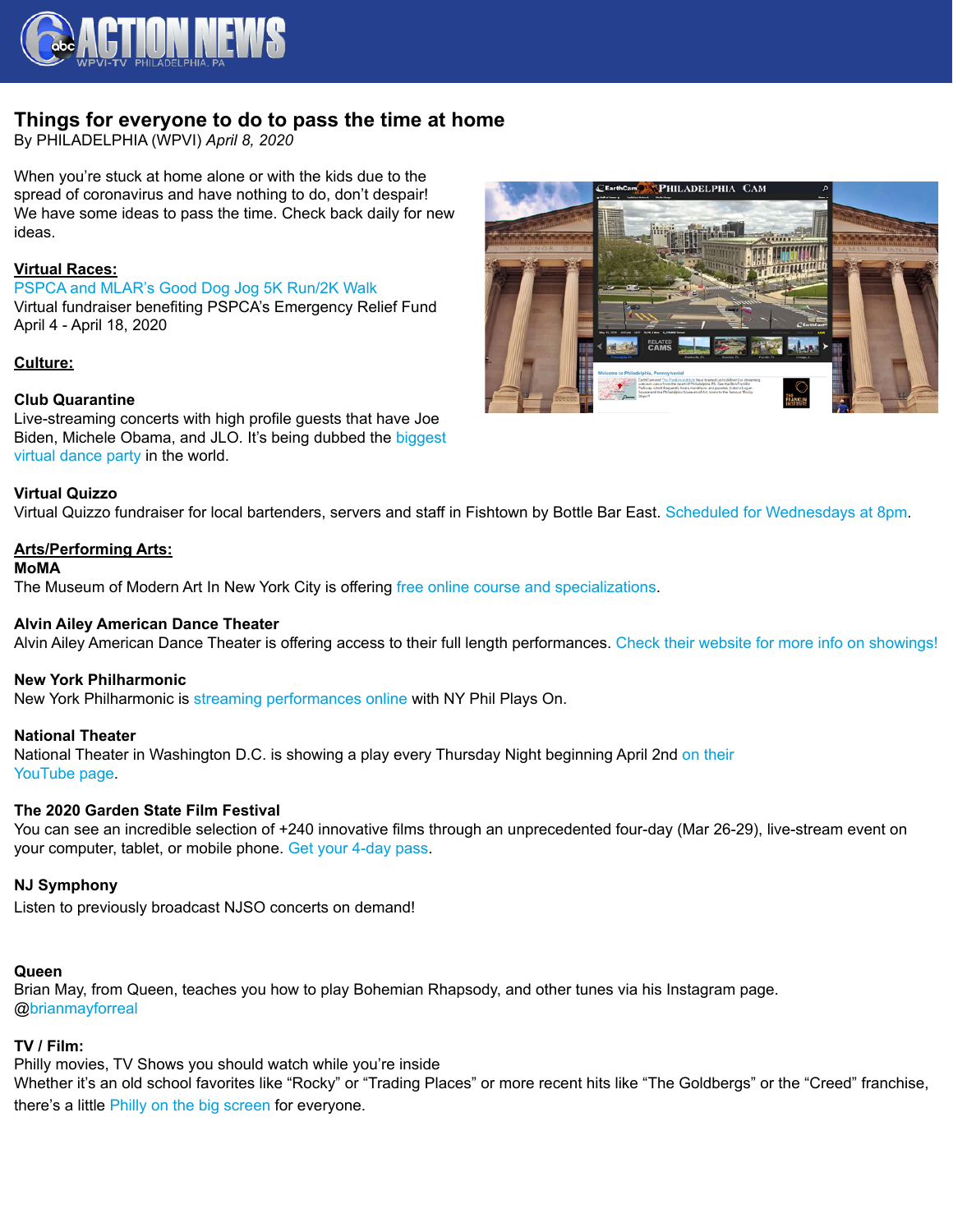# Things for everyone to do to pass the time at home

By PHILADELPHIA (WPVI) *April 8, 2020*

When you're stuck at home alone or with the kids due to the spread of coronavirus and have nothing to do, don't despair! We have some ideas to pass the time. Check back daily for new ideas.

## Virtual Races:

PSPCA and MLAR's Good Dog Jog 5K Run/2K Walk
Virtual fundraiser benefiting PSPCA's Emergency Relief Fund
April 4 - April 18, 2020

## Culture:

**Club Quarantine**
Live-streaming concerts with high profile guests that have Joe Biden, Michele Obama, and JLO. It's being dubbed the biggest virtual dance party in the world.

**Virtual Quizzo**
Virtual Quizzo fundraiser for local bartenders, servers and staff in Fishtown by Bottle Bar East. Scheduled for Wednesdays at 8pm.

## Arts/Performing Arts:

**MoMA**
The Museum of Modern Art In New York City is offering free online course and specializations.

**Alvin Ailey American Dance Theater**
Alvin Ailey American Dance Theater is offering access to their full length performances. Check their website for more info on showings!

**New York Philharmonic**
New York Philharmonic is streaming performances online with NY Phil Plays On.

**National Theater**
National Theater in Washington D.C. is showing a play every Thursday Night beginning April 2nd on their YouTube page.

**The 2020 Garden State Film Festival**
You can see an incredible selection of +240 innovative films through an unprecedented four-day (Mar 26-29), live-stream event on your computer, tablet, or mobile phone. Get your 4-day pass.

**NJ Symphony**
Listen to previously broadcast NJSO concerts on demand!

**Queen**
Brian May, from Queen, teaches you how to play Bohemian Rhapsody, and other tunes via his Instagram page. @brianmayforreal

## TV / Film:

Philly movies, TV Shows you should watch while you're inside
Whether it's an old school favorites like "Rocky" or "Trading Places" or more recent hits like "The Goldbergs" or the "Creed" franchise, there's a little Philly on the big screen for everyone.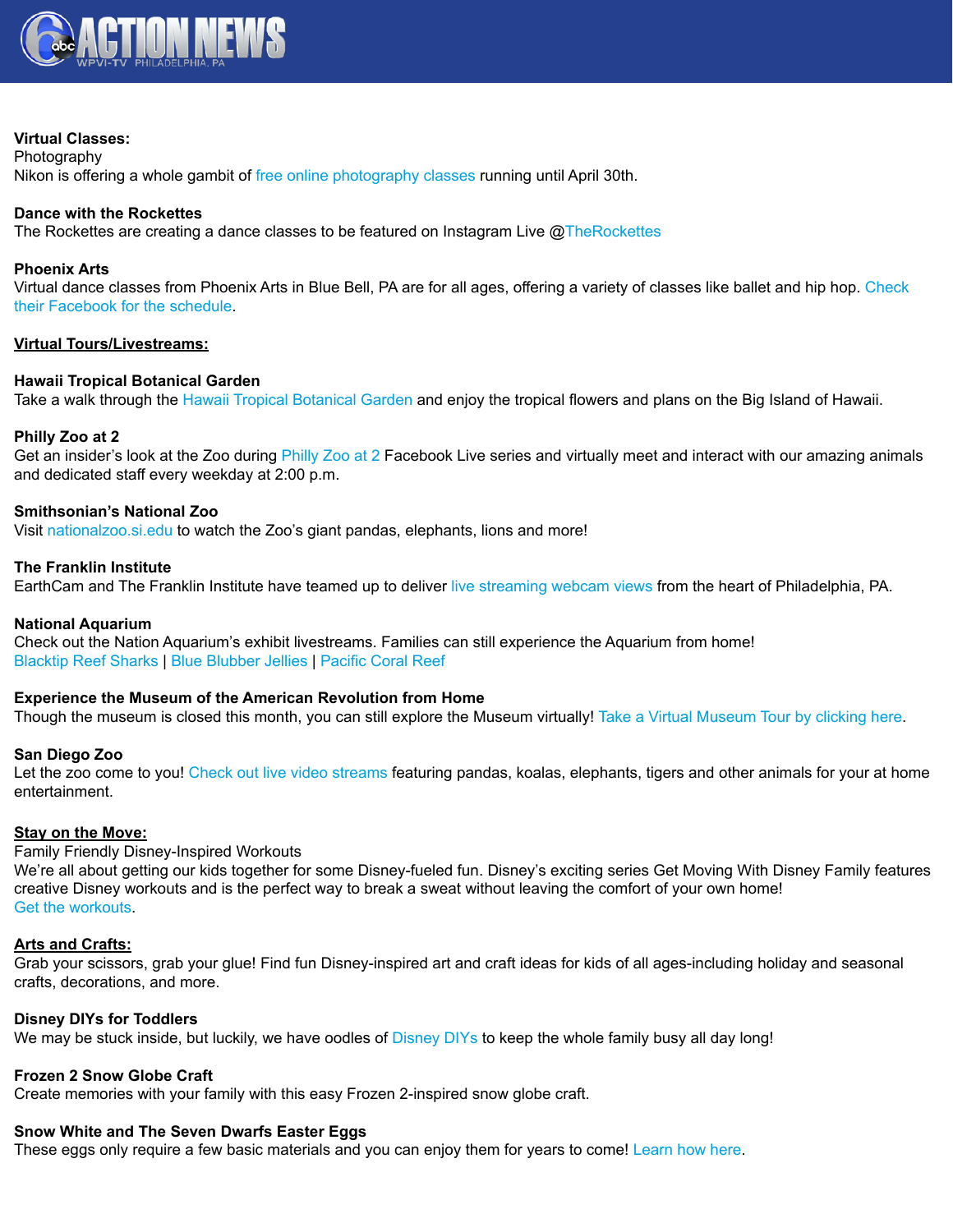**Virtual Classes:**
Photography
Nikon is offering a whole gambit of free online photography classes running until April 30th.

**Dance with the Rockettes**
The Rockettes are creating a dance classes to be featured on Instagram Live @TheRockettes

**Phoenix Arts**
Virtual dance classes from Phoenix Arts in Blue Bell, PA are for all ages, offering a variety of classes like ballet and hip hop. Check their Facebook for the schedule.

**Virtual Tours/Livestreams:**

**Hawaii Tropical Botanical Garden**
Take a walk through the Hawaii Tropical Botanical Garden and enjoy the tropical flowers and plans on the Big Island of Hawaii.

**Philly Zoo at 2**
Get an insider's look at the Zoo during Philly Zoo at 2 Facebook Live series and virtually meet and interact with our amazing animals and dedicated staff every weekday at 2:00 p.m.

**Smithsonian's National Zoo**
Visit nationalzoo.si.edu to watch the Zoo's giant pandas, elephants, lions and more!

**The Franklin Institute**
EarthCam and The Franklin Institute have teamed up to deliver live streaming webcam views from the heart of Philadelphia, PA.

**National Aquarium**
Check out the Nation Aquarium's exhibit livestreams. Families can still experience the Aquarium from home!
Blacktip Reef Sharks | Blue Blubber Jellies | Pacific Coral Reef

**Experience the Museum of the American Revolution from Home**
Though the museum is closed this month, you can still explore the Museum virtually! Take a Virtual Museum Tour by clicking here.

**San Diego Zoo**
Let the zoo come to you! Check out live video streams featuring pandas, koalas, elephants, tigers and other animals for your at home entertainment.

**Stay on the Move:**
Family Friendly Disney-Inspired Workouts
We're all about getting our kids together for some Disney-fueled fun. Disney's exciting series Get Moving With Disney Family features creative Disney workouts and is the perfect way to break a sweat without leaving the comfort of your own home!
Get the workouts.

**Arts and Crafts:**
Grab your scissors, grab your glue! Find fun Disney-inspired art and craft ideas for kids of all ages-including holiday and seasonal crafts, decorations, and more.

**Disney DIYs for Toddlers**
We may be stuck inside, but luckily, we have oodles of Disney DIYs to keep the whole family busy all day long!

**Frozen 2 Snow Globe Craft**
Create memories with your family with this easy Frozen 2-inspired snow globe craft.

**Snow White and The Seven Dwarfs Easter Eggs**
These eggs only require a few basic materials and you can enjoy them for years to come! Learn how here.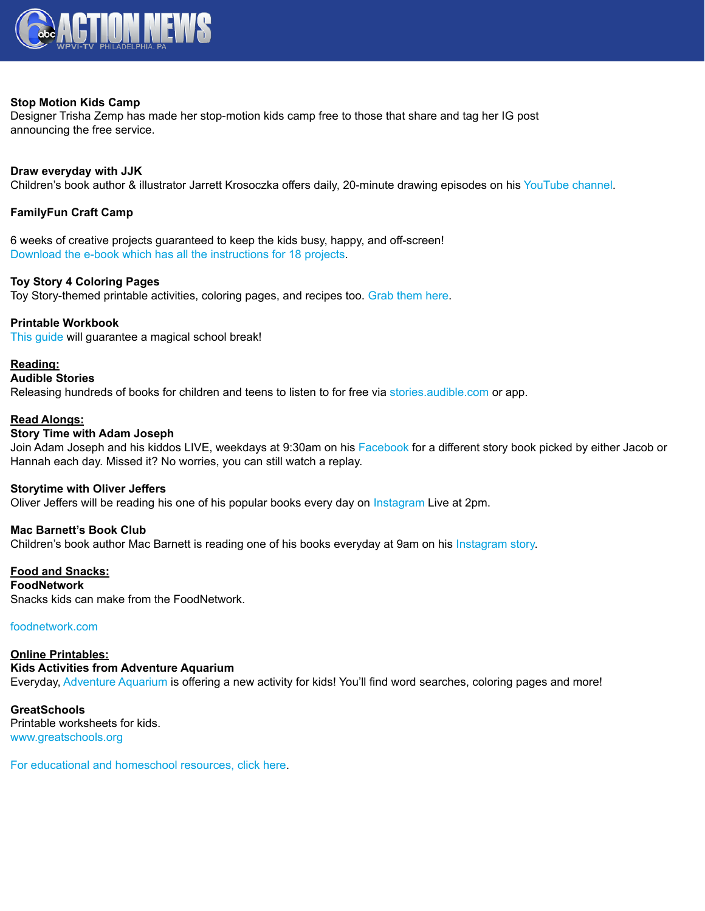**Stop Motion Kids Camp**
Designer Trisha Zemp has made her stop-motion kids camp free to those that share and tag her IG post announcing the free service.

**Draw everyday with JJK**
Children's book author & illustrator Jarrett Krosoczka offers daily, 20-minute drawing episodes on his YouTube channel.

**FamilyFun Craft Camp**

6 weeks of creative projects guaranteed to keep the kids busy, happy, and off-screen!
Download the e-book which has all the instructions for 18 projects.

**Toy Story 4 Coloring Pages**
Toy Story-themed printable activities, coloring pages, and recipes too. Grab them here.

**Printable Workbook**
This guide will guarantee a magical school break!

**Reading:**
**Audible Stories**
Releasing hundreds of books for children and teens to listen to for free via stories.audible.com or app.

**Read Alongs:**
**Story Time with Adam Joseph**
Join Adam Joseph and his kiddos LIVE, weekdays at 9:30am on his Facebook for a different story book picked by either Jacob or Hannah each day. Missed it? No worries, you can still watch a replay.

**Storytime with Oliver Jeffers**
Oliver Jeffers will be reading his one of his popular books every day on Instagram Live at 2pm.

**Mac Barnett's Book Club**
Children's book author Mac Barnett is reading one of his books everyday at 9am on his Instagram story.

**Food and Snacks:**
**FoodNetwork**
Snacks kids can make from the FoodNetwork.

foodnetwork.com

**Online Printables:**
**Kids Activities from Adventure Aquarium**
Everyday, Adventure Aquarium is offering a new activity for kids! You'll find word searches, coloring pages and more!

**GreatSchools**
Printable worksheets for kids.
www.greatschools.org

For educational and homeschool resources, click here.